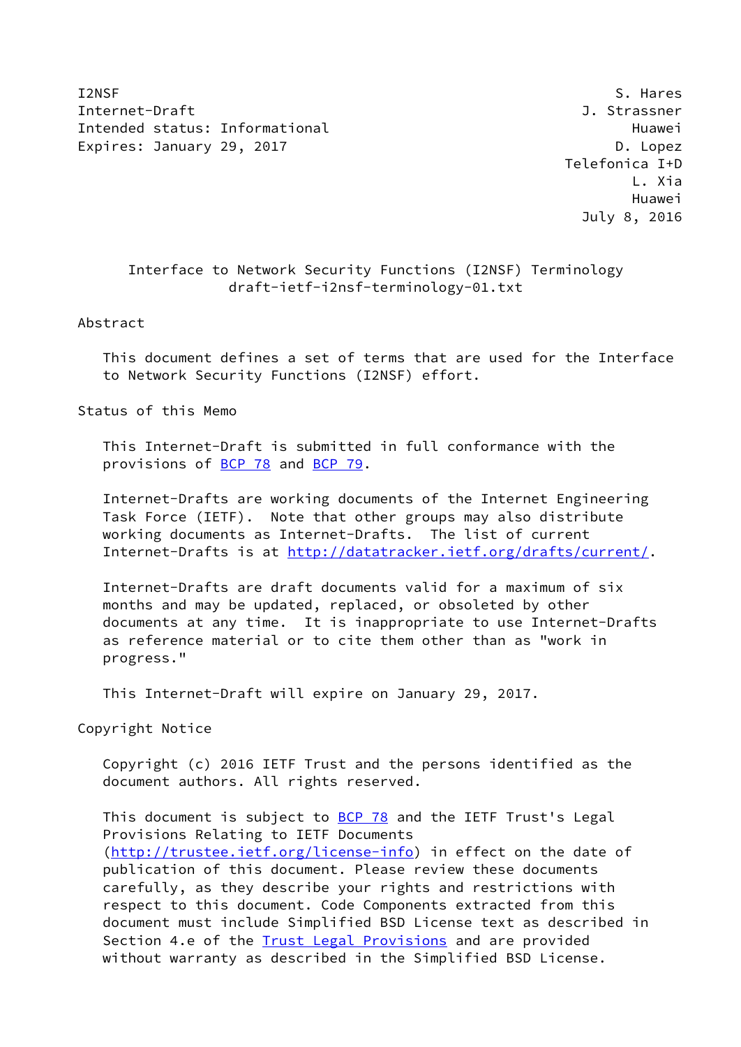I2NSF S. Hares
Internet-Draft J. Strassner
Intended status: Informational Huawei
Expires: January 29, 2017 D. Lopez
Telefonica I+D
L. Xia
Huawei
July 8, 2016

# Interface to Network Security Functions (I2NSF) Terminology
draft-ietf-i2nsf-terminology-01.txt

## Abstract

This document defines a set of terms that are used for the Interface to Network Security Functions (I2NSF) effort.

## Status of this Memo

This Internet-Draft is submitted in full conformance with the provisions of BCP 78 and BCP 79.

Internet-Drafts are working documents of the Internet Engineering Task Force (IETF). Note that other groups may also distribute working documents as Internet-Drafts. The list of current Internet-Drafts is at http://datatracker.ietf.org/drafts/current/.

Internet-Drafts are draft documents valid for a maximum of six months and may be updated, replaced, or obsoleted by other documents at any time. It is inappropriate to use Internet-Drafts as reference material or to cite them other than as "work in progress."

This Internet-Draft will expire on January 29, 2017.

## Copyright Notice

Copyright (c) 2016 IETF Trust and the persons identified as the document authors. All rights reserved.

This document is subject to BCP 78 and the IETF Trust's Legal Provisions Relating to IETF Documents (http://trustee.ietf.org/license-info) in effect on the date of publication of this document. Please review these documents carefully, as they describe your rights and restrictions with respect to this document. Code Components extracted from this document must include Simplified BSD License text as described in Section 4.e of the Trust Legal Provisions and are provided without warranty as described in the Simplified BSD License.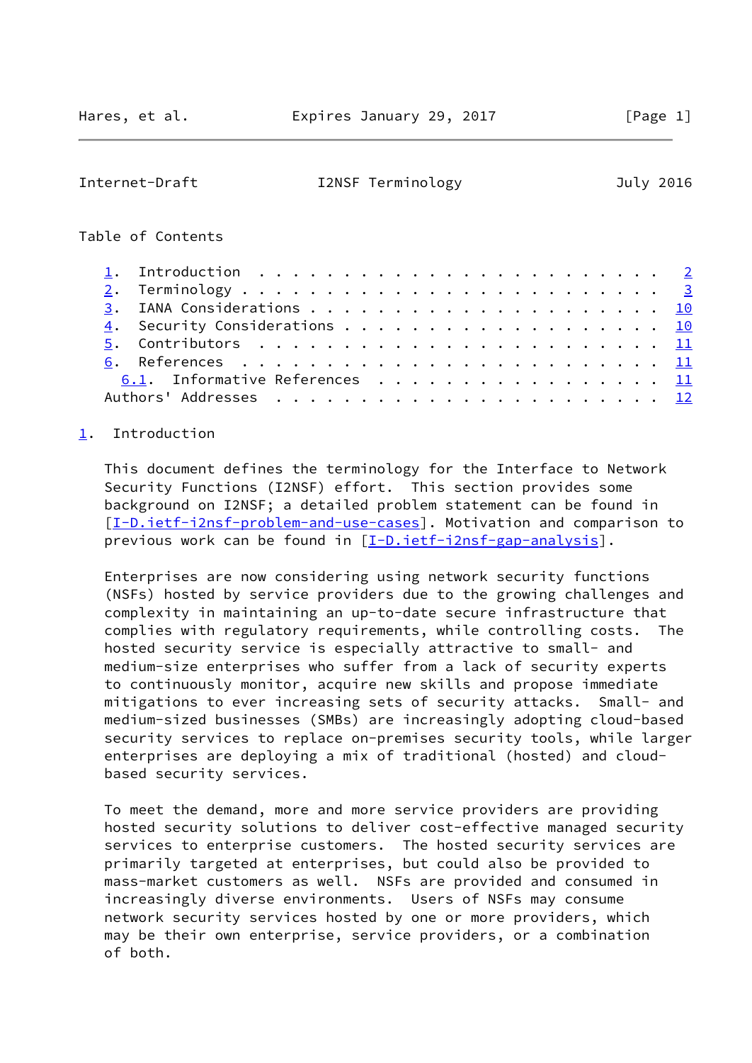Table of Contents

1. Introduction . . . . . . . . . . . . . . . . . . . . . . . . 2
2. Terminology . . . . . . . . . . . . . . . . . . . . . . . . . 3
3. IANA Considerations . . . . . . . . . . . . . . . . . . . . . 10
4. Security Considerations . . . . . . . . . . . . . . . . . . . 10
5. Contributors . . . . . . . . . . . . . . . . . . . . . . . . 11
6. References . . . . . . . . . . . . . . . . . . . . . . . . . 11
   6.1. Informative References . . . . . . . . . . . . . . . . . 11
Authors' Addresses . . . . . . . . . . . . . . . . . . . . . . . 12

## 1. Introduction

This document defines the terminology for the Interface to Network Security Functions (I2NSF) effort. This section provides some background on I2NSF; a detailed problem statement can be found in [I-D.ietf-i2nsf-problem-and-use-cases]. Motivation and comparison to previous work can be found in [I-D.ietf-i2nsf-gap-analysis].

Enterprises are now considering using network security functions (NSFs) hosted by service providers due to the growing challenges and complexity in maintaining an up-to-date secure infrastructure that complies with regulatory requirements, while controlling costs. The hosted security service is especially attractive to small- and medium-size enterprises who suffer from a lack of security experts to continuously monitor, acquire new skills and propose immediate mitigations to ever increasing sets of security attacks. Small- and medium-sized businesses (SMBs) are increasingly adopting cloud-based security services to replace on-premises security tools, while larger enterprises are deploying a mix of traditional (hosted) and cloud-based security services.

To meet the demand, more and more service providers are providing hosted security solutions to deliver cost-effective managed security services to enterprise customers. The hosted security services are primarily targeted at enterprises, but could also be provided to mass-market customers as well. NSFs are provided and consumed in increasingly diverse environments. Users of NSFs may consume network security services hosted by one or more providers, which may be their own enterprise, service providers, or a combination of both.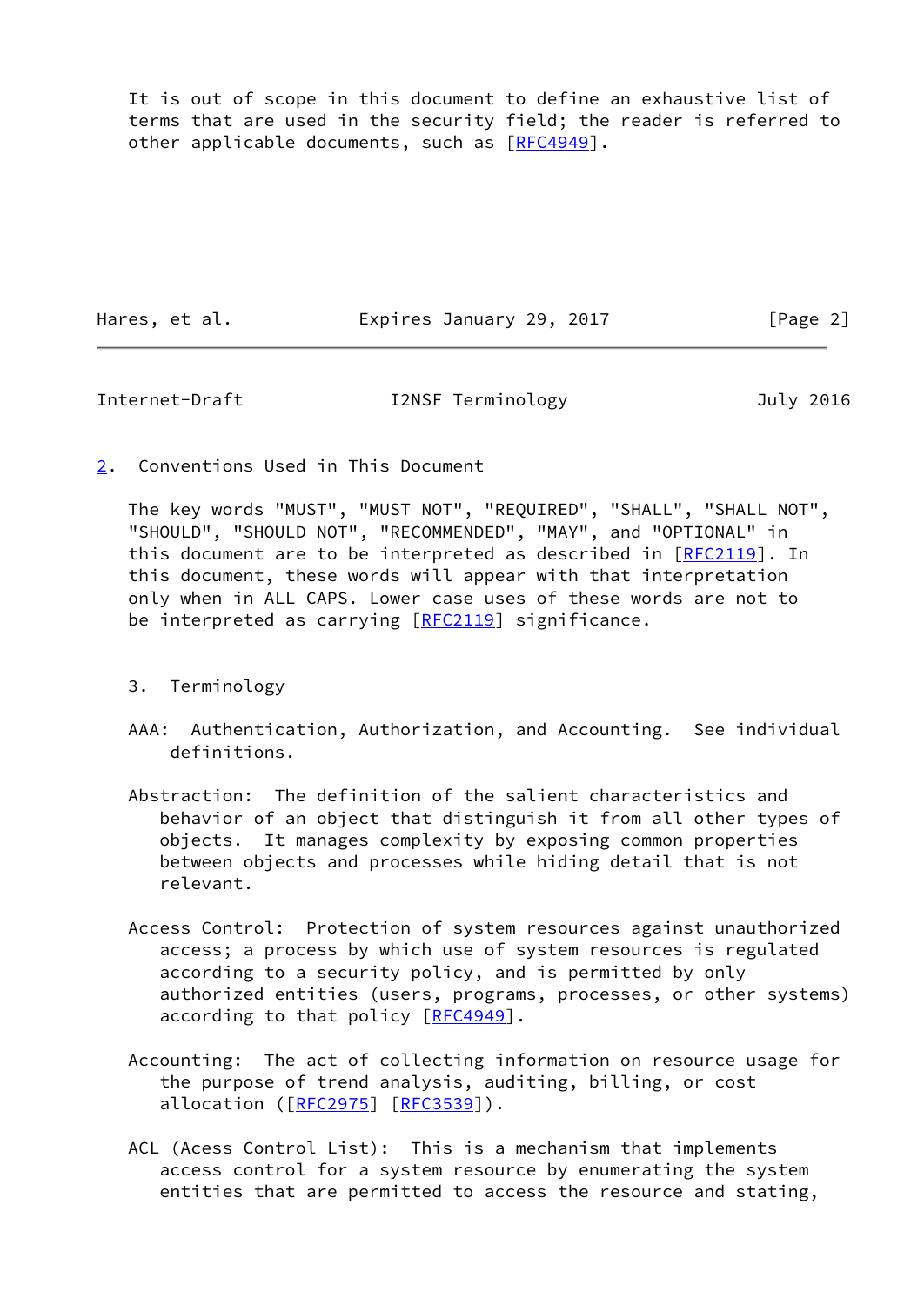It is out of scope in this document to define an exhaustive list of terms that are used in the security field; the reader is referred to other applicable documents, such as [RFC4949].

## 2. Conventions Used in This Document

The key words "MUST", "MUST NOT", "REQUIRED", "SHALL", "SHALL NOT", "SHOULD", "SHOULD NOT", "RECOMMENDED", "MAY", and "OPTIONAL" in this document are to be interpreted as described in [RFC2119]. In this document, these words will appear with that interpretation only when in ALL CAPS. Lower case uses of these words are not to be interpreted as carrying [RFC2119] significance.

## 3. Terminology

AAA: Authentication, Authorization, and Accounting. See individual definitions.

Abstraction: The definition of the salient characteristics and behavior of an object that distinguish it from all other types of objects. It manages complexity by exposing common properties between objects and processes while hiding detail that is not relevant.

Access Control: Protection of system resources against unauthorized access; a process by which use of system resources is regulated according to a security policy, and is permitted by only authorized entities (users, programs, processes, or other systems) according to that policy [RFC4949].

Accounting: The act of collecting information on resource usage for the purpose of trend analysis, auditing, billing, or cost allocation ([RFC2975] [RFC3539]).

ACL (Acess Control List): This is a mechanism that implements access control for a system resource by enumerating the system entities that are permitted to access the resource and stating,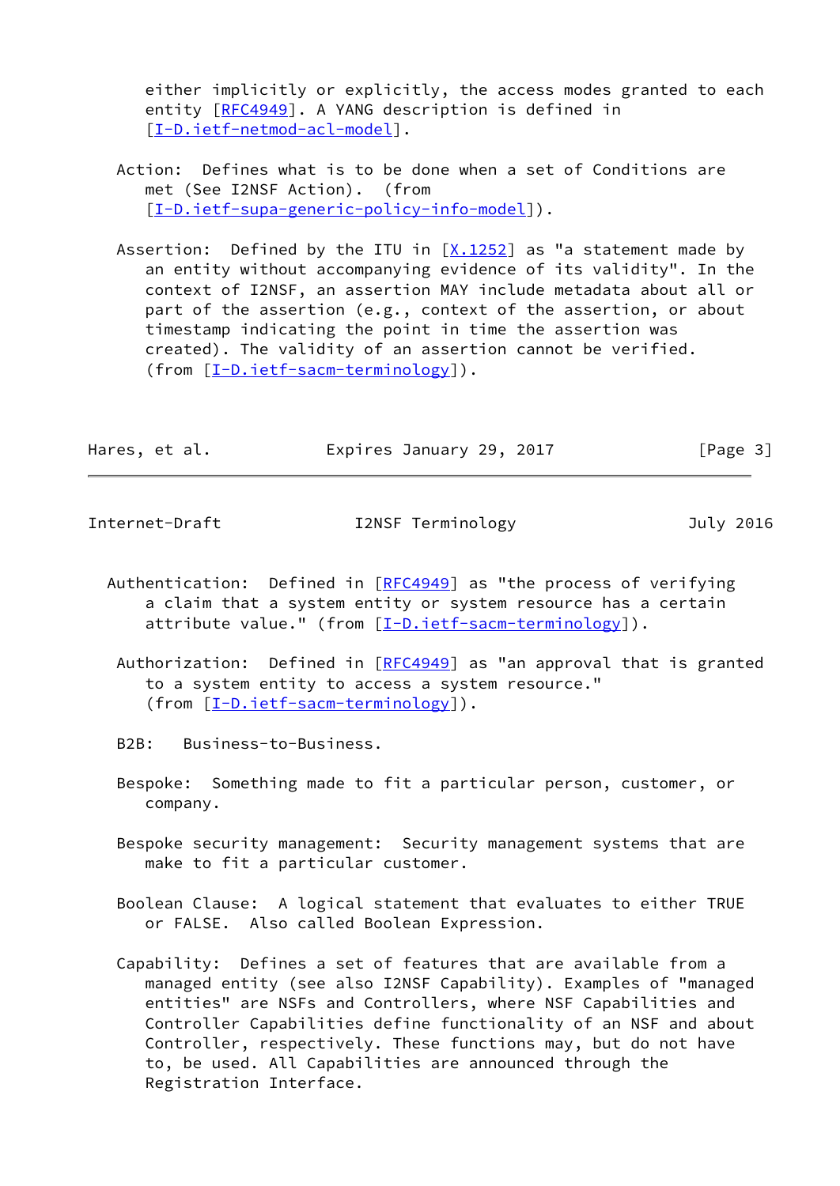either implicitly or explicitly, the access modes granted to each entity [RFC4949]. A YANG description is defined in [I-D.ietf-netmod-acl-model].

Action: Defines what is to be done when a set of Conditions are met (See I2NSF Action). (from [I-D.ietf-supa-generic-policy-info-model]).

Assertion: Defined by the ITU in [X.1252] as "a statement made by an entity without accompanying evidence of its validity". In the context of I2NSF, an assertion MAY include metadata about all or part of the assertion (e.g., context of the assertion, or about timestamp indicating the point in time the assertion was created). The validity of an assertion cannot be verified. (from [I-D.ietf-sacm-terminology]).

Authentication: Defined in [RFC4949] as "the process of verifying a claim that a system entity or system resource has a certain attribute value." (from [I-D.ietf-sacm-terminology]).

Authorization: Defined in [RFC4949] as "an approval that is granted to a system entity to access a system resource." (from [I-D.ietf-sacm-terminology]).

B2B: Business-to-Business.

Bespoke: Something made to fit a particular person, customer, or company.

Bespoke security management: Security management systems that are make to fit a particular customer.

Boolean Clause: A logical statement that evaluates to either TRUE or FALSE. Also called Boolean Expression.

Capability: Defines a set of features that are available from a managed entity (see also I2NSF Capability). Examples of "managed entities" are NSFs and Controllers, where NSF Capabilities and Controller Capabilities define functionality of an NSF and about Controller, respectively. These functions may, but do not have to, be used. All Capabilities are announced through the Registration Interface.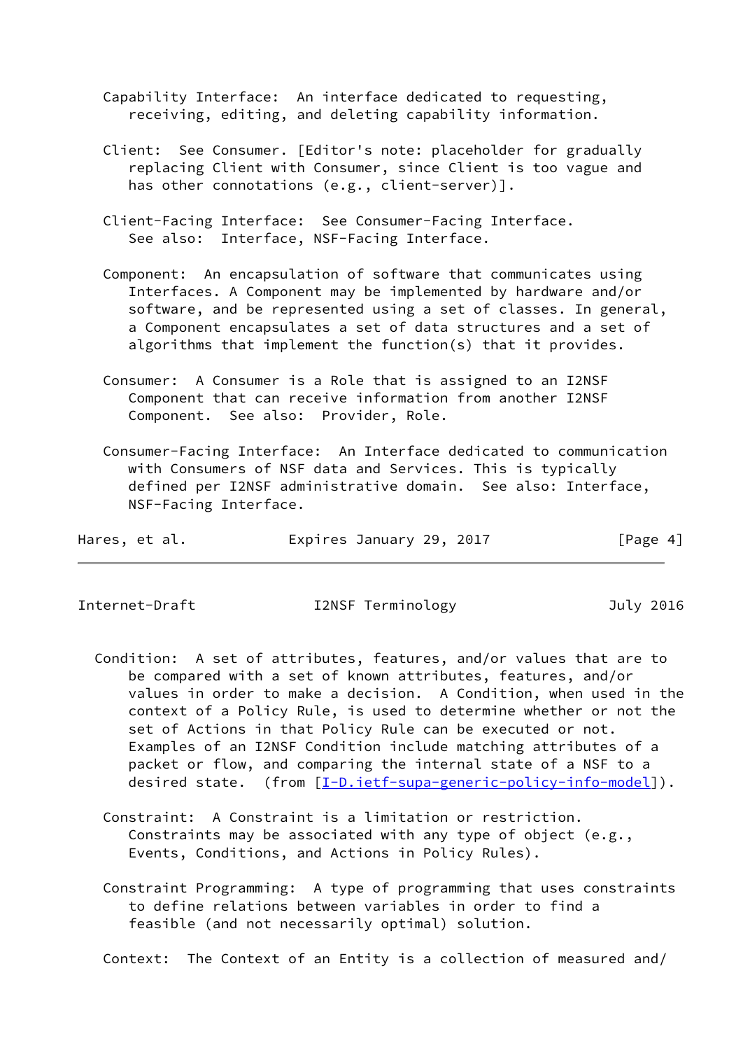Capability Interface: An interface dedicated to requesting, receiving, editing, and deleting capability information.

Client: See Consumer. [Editor's note: placeholder for gradually replacing Client with Consumer, since Client is too vague and has other connotations (e.g., client-server)].

Client-Facing Interface: See Consumer-Facing Interface. See also: Interface, NSF-Facing Interface.

Component: An encapsulation of software that communicates using Interfaces. A Component may be implemented by hardware and/or software, and be represented using a set of classes. In general, a Component encapsulates a set of data structures and a set of algorithms that implement the function(s) that it provides.

Consumer: A Consumer is a Role that is assigned to an I2NSF Component that can receive information from another I2NSF Component. See also: Provider, Role.

Consumer-Facing Interface: An Interface dedicated to communication with Consumers of NSF data and Services. This is typically defined per I2NSF administrative domain. See also: Interface, NSF-Facing Interface.

Condition: A set of attributes, features, and/or values that are to be compared with a set of known attributes, features, and/or values in order to make a decision. A Condition, when used in the context of a Policy Rule, is used to determine whether or not the set of Actions in that Policy Rule can be executed or not. Examples of an I2NSF Condition include matching attributes of a packet or flow, and comparing the internal state of a NSF to a desired state. (from [I-D.ietf-supa-generic-policy-info-model]).

Constraint: A Constraint is a limitation or restriction. Constraints may be associated with any type of object (e.g., Events, Conditions, and Actions in Policy Rules).

Constraint Programming: A type of programming that uses constraints to define relations between variables in order to find a feasible (and not necessarily optimal) solution.

Context: The Context of an Entity is a collection of measured and/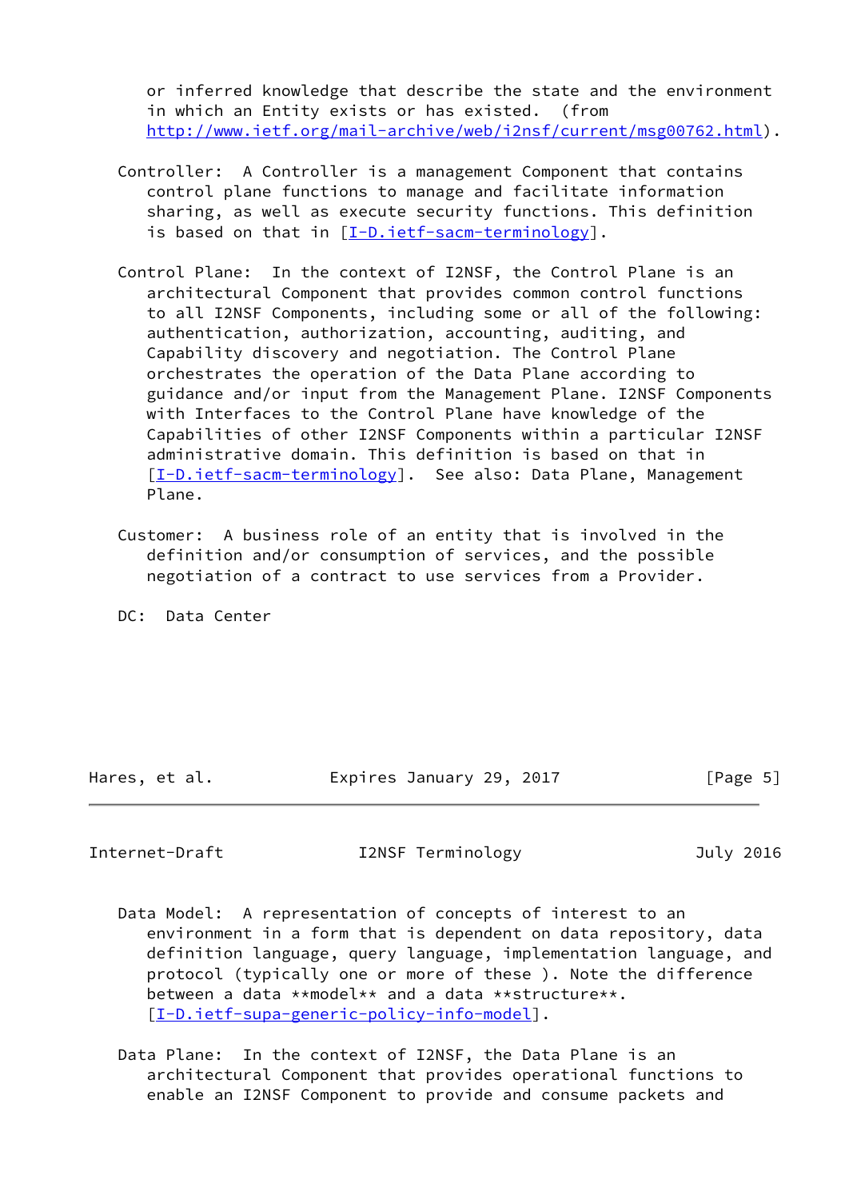or inferred knowledge that describe the state and the environment in which an Entity exists or has existed. (from http://www.ietf.org/mail-archive/web/i2nsf/current/msg00762.html).

Controller: A Controller is a management Component that contains control plane functions to manage and facilitate information sharing, as well as execute security functions. This definition is based on that in [I-D.ietf-sacm-terminology].

Control Plane: In the context of I2NSF, the Control Plane is an architectural Component that provides common control functions to all I2NSF Components, including some or all of the following: authentication, authorization, accounting, auditing, and Capability discovery and negotiation. The Control Plane orchestrates the operation of the Data Plane according to guidance and/or input from the Management Plane. I2NSF Components with Interfaces to the Control Plane have knowledge of the Capabilities of other I2NSF Components within a particular I2NSF administrative domain. This definition is based on that in [I-D.ietf-sacm-terminology]. See also: Data Plane, Management Plane.

Customer: A business role of an entity that is involved in the definition and/or consumption of services, and the possible negotiation of a contract to use services from a Provider.

DC: Data Center

Data Model: A representation of concepts of interest to an environment in a form that is dependent on data repository, data definition language, query language, implementation language, and protocol (typically one or more of these ). Note the difference between a data **model** and a data **structure**. [I-D.ietf-supa-generic-policy-info-model].

Data Plane: In the context of I2NSF, the Data Plane is an architectural Component that provides operational functions to enable an I2NSF Component to provide and consume packets and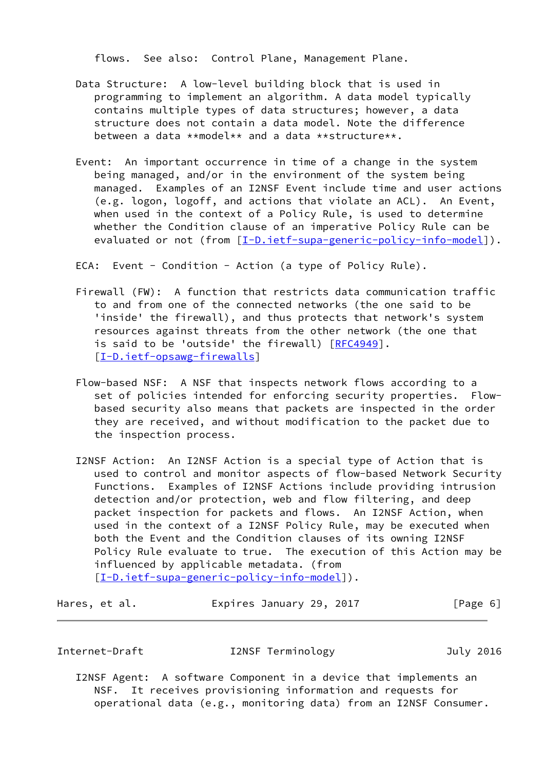flows. See also: Control Plane, Management Plane.

Data Structure: A low-level building block that is used in programming to implement an algorithm. A data model typically contains multiple types of data structures; however, a data structure does not contain a data model. Note the difference between a data **model** and a data **structure**.

Event: An important occurrence in time of a change in the system being managed, and/or in the environment of the system being managed. Examples of an I2NSF Event include time and user actions (e.g. logon, logoff, and actions that violate an ACL). An Event, when used in the context of a Policy Rule, is used to determine whether the Condition clause of an imperative Policy Rule can be evaluated or not (from [I-D.ietf-supa-generic-policy-info-model]).

ECA: Event - Condition - Action (a type of Policy Rule).

Firewall (FW): A function that restricts data communication traffic to and from one of the connected networks (the one said to be 'inside' the firewall), and thus protects that network's system resources against threats from the other network (the one that is said to be 'outside' the firewall) [RFC4949]. [I-D.ietf-opsawg-firewalls]

Flow-based NSF: A NSF that inspects network flows according to a set of policies intended for enforcing security properties. Flow-based security also means that packets are inspected in the order they are received, and without modification to the packet due to the inspection process.

I2NSF Action: An I2NSF Action is a special type of Action that is used to control and monitor aspects of flow-based Network Security Functions. Examples of I2NSF Actions include providing intrusion detection and/or protection, web and flow filtering, and deep packet inspection for packets and flows. An I2NSF Action, when used in the context of a I2NSF Policy Rule, may be executed when both the Event and the Condition clauses of its owning I2NSF Policy Rule evaluate to true. The execution of this Action may be influenced by applicable metadata. (from [I-D.ietf-supa-generic-policy-info-model]).

I2NSF Agent: A software Component in a device that implements an NSF. It receives provisioning information and requests for operational data (e.g., monitoring data) from an I2NSF Consumer.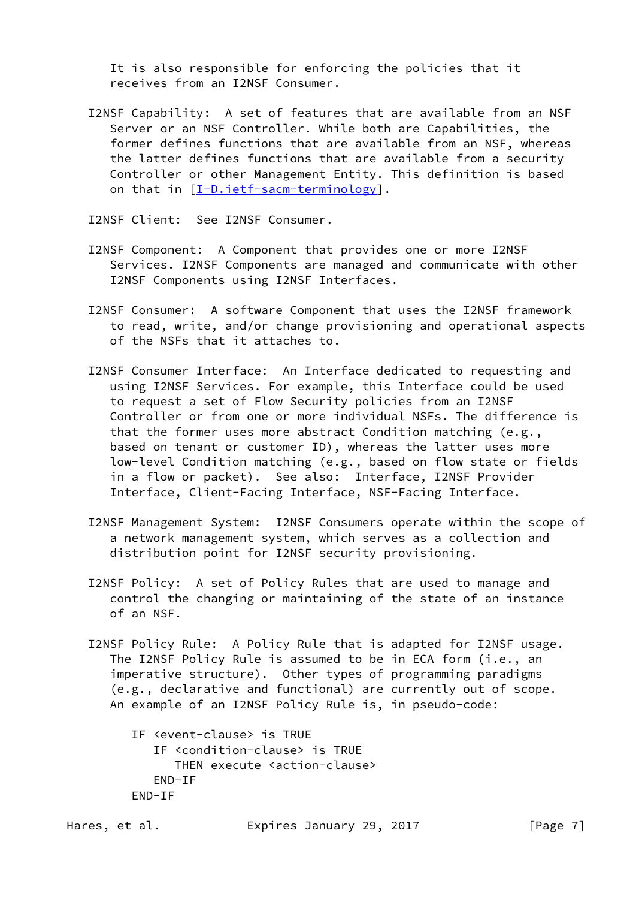It is also responsible for enforcing the policies that it receives from an I2NSF Consumer.

I2NSF Capability: A set of features that are available from an NSF Server or an NSF Controller. While both are Capabilities, the former defines functions that are available from an NSF, whereas the latter defines functions that are available from a security Controller or other Management Entity. This definition is based on that in [I-D.ietf-sacm-terminology].

I2NSF Client: See I2NSF Consumer.

I2NSF Component: A Component that provides one or more I2NSF Services. I2NSF Components are managed and communicate with other I2NSF Components using I2NSF Interfaces.

I2NSF Consumer: A software Component that uses the I2NSF framework to read, write, and/or change provisioning and operational aspects of the NSFs that it attaches to.

I2NSF Consumer Interface: An Interface dedicated to requesting and using I2NSF Services. For example, this Interface could be used to request a set of Flow Security policies from an I2NSF Controller or from one or more individual NSFs. The difference is that the former uses more abstract Condition matching (e.g., based on tenant or customer ID), whereas the latter uses more low-level Condition matching (e.g., based on flow state or fields in a flow or packet). See also: Interface, I2NSF Provider Interface, Client-Facing Interface, NSF-Facing Interface.

I2NSF Management System: I2NSF Consumers operate within the scope of a network management system, which serves as a collection and distribution point for I2NSF security provisioning.

I2NSF Policy: A set of Policy Rules that are used to manage and control the changing or maintaining of the state of an instance of an NSF.

I2NSF Policy Rule: A Policy Rule that is adapted for I2NSF usage. The I2NSF Policy Rule is assumed to be in ECA form (i.e., an imperative structure). Other types of programming paradigms (e.g., declarative and functional) are currently out of scope. An example of an I2NSF Policy Rule is, in pseudo-code:

```
IF <event-clause> is TRUE
   IF <condition-clause> is TRUE
      THEN execute <action-clause>
   END-IF
END-IF
```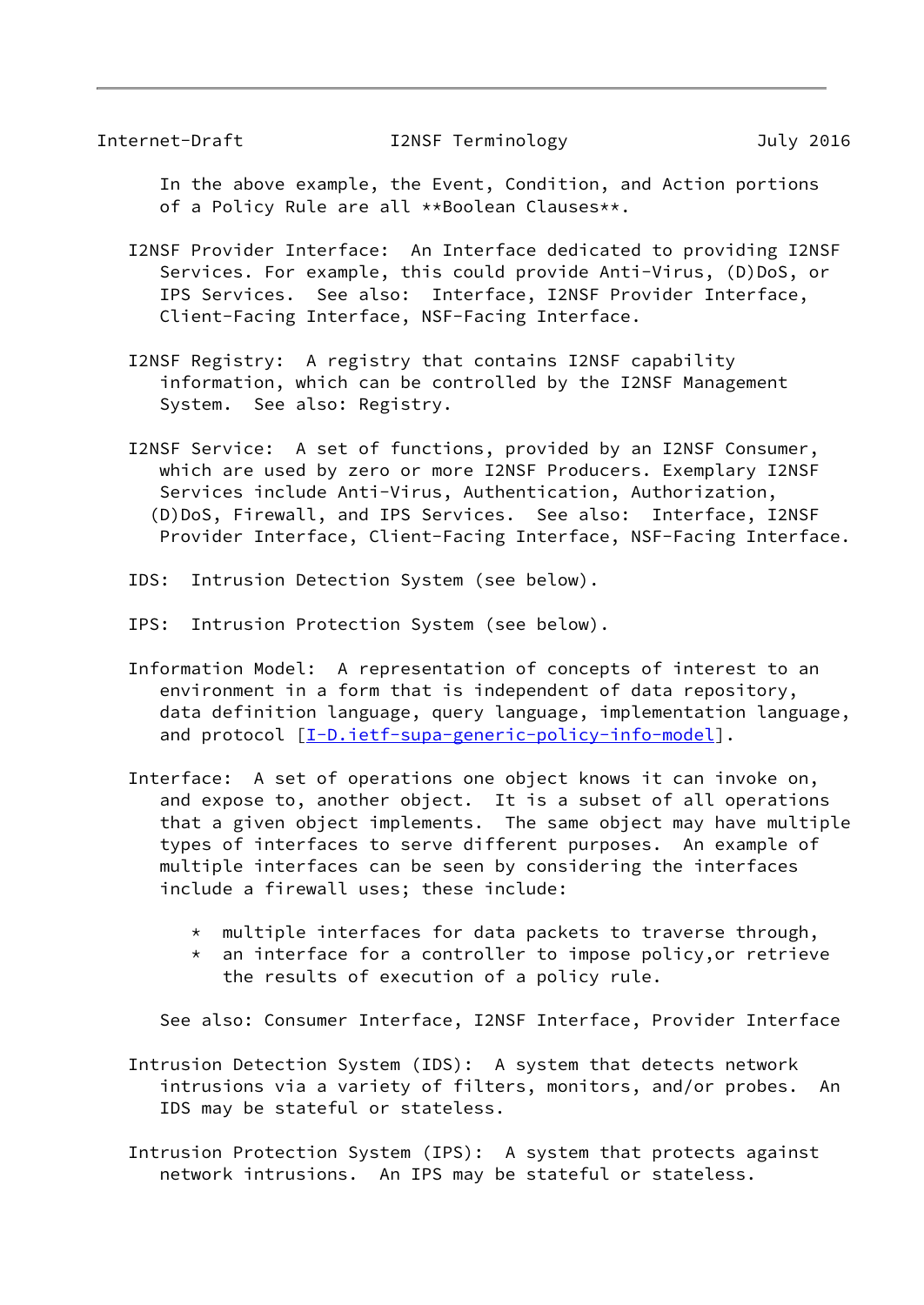In the above example, the Event, Condition, and Action portions of a Policy Rule are all **Boolean Clauses**.

I2NSF Provider Interface: An Interface dedicated to providing I2NSF Services. For example, this could provide Anti-Virus, (D)DoS, or IPS Services. See also: Interface, I2NSF Provider Interface, Client-Facing Interface, NSF-Facing Interface.

I2NSF Registry: A registry that contains I2NSF capability information, which can be controlled by the I2NSF Management System. See also: Registry.

I2NSF Service: A set of functions, provided by an I2NSF Consumer, which are used by zero or more I2NSF Producers. Exemplary I2NSF Services include Anti-Virus, Authentication, Authorization, (D)DoS, Firewall, and IPS Services. See also: Interface, I2NSF Provider Interface, Client-Facing Interface, NSF-Facing Interface.

IDS: Intrusion Detection System (see below).

IPS: Intrusion Protection System (see below).

Information Model: A representation of concepts of interest to an environment in a form that is independent of data repository, data definition language, query language, implementation language, and protocol [I-D.ietf-supa-generic-policy-info-model].

Interface: A set of operations one object knows it can invoke on, and expose to, another object. It is a subset of all operations that a given object implements. The same object may have multiple types of interfaces to serve different purposes. An example of multiple interfaces can be seen by considering the interfaces include a firewall uses; these include:

* multiple interfaces for data packets to traverse through,
* an interface for a controller to impose policy,or retrieve the results of execution of a policy rule.

See also: Consumer Interface, I2NSF Interface, Provider Interface

Intrusion Detection System (IDS): A system that detects network intrusions via a variety of filters, monitors, and/or probes. An IDS may be stateful or stateless.

Intrusion Protection System (IPS): A system that protects against network intrusions. An IPS may be stateful or stateless.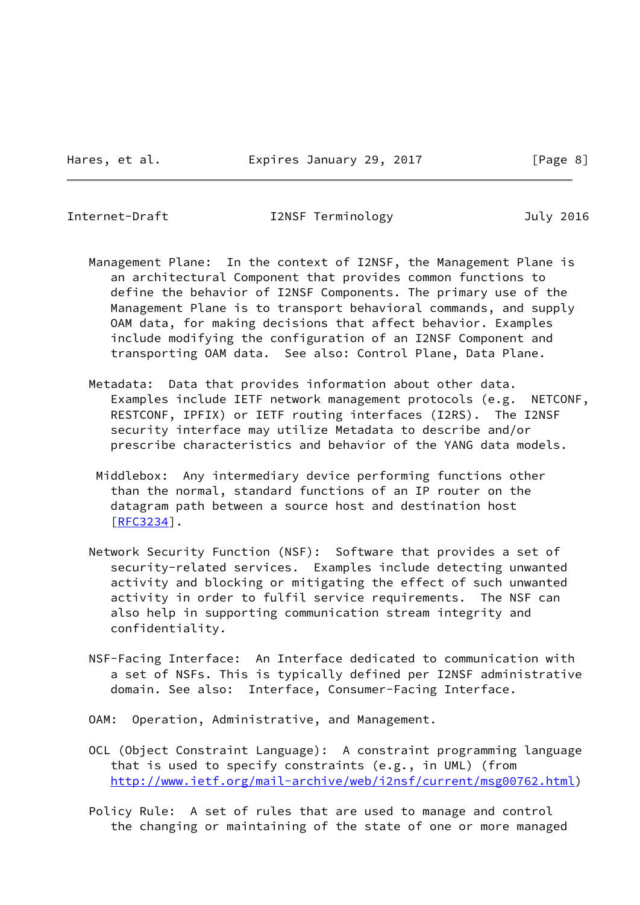Management Plane:  In the context of I2NSF, the Management Plane is an architectural Component that provides common functions to define the behavior of I2NSF Components. The primary use of the Management Plane is to transport behavioral commands, and supply OAM data, for making decisions that affect behavior. Examples include modifying the configuration of an I2NSF Component and transporting OAM data.  See also: Control Plane, Data Plane.

Metadata:  Data that provides information about other data. Examples include IETF network management protocols (e.g.  NETCONF, RESTCONF, IPFIX) or IETF routing interfaces (I2RS).  The I2NSF security interface may utilize Metadata to describe and/or prescribe characteristics and behavior of the YANG data models.

Middlebox:  Any intermediary device performing functions other than the normal, standard functions of an IP router on the datagram path between a source host and destination host [RFC3234].

Network Security Function (NSF):  Software that provides a set of security-related services.  Examples include detecting unwanted activity and blocking or mitigating the effect of such unwanted activity in order to fulfil service requirements.  The NSF can also help in supporting communication stream integrity and confidentiality.

NSF-Facing Interface:  An Interface dedicated to communication with a set of NSFs. This is typically defined per I2NSF administrative domain. See also:  Interface, Consumer-Facing Interface.

OAM:  Operation, Administrative, and Management.

OCL (Object Constraint Language):  A constraint programming language that is used to specify constraints (e.g., in UML) (from http://www.ietf.org/mail-archive/web/i2nsf/current/msg00762.html)

Policy Rule:  A set of rules that are used to manage and control the changing or maintaining of the state of one or more managed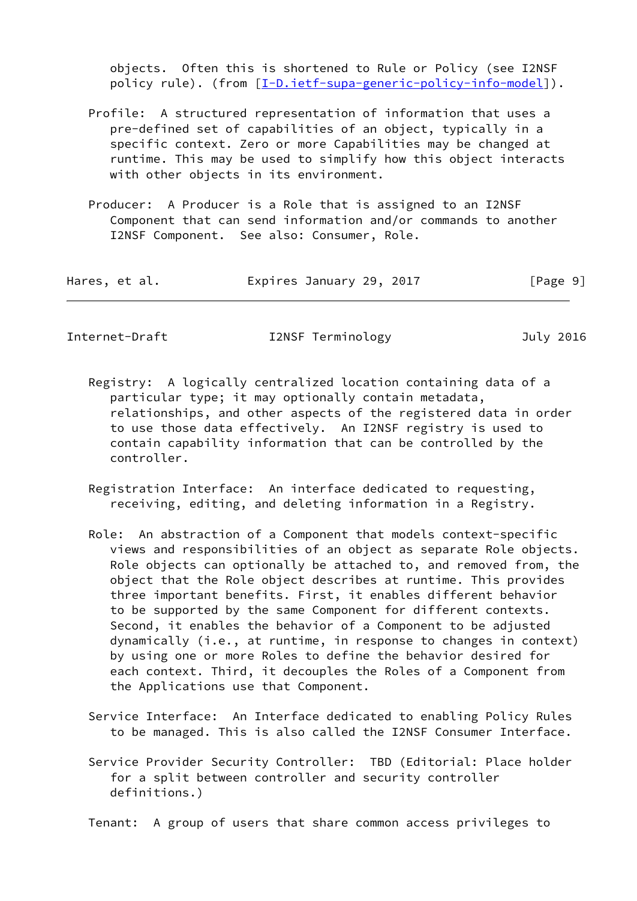objects. Often this is shortened to Rule or Policy (see I2NSF policy rule). (from [I-D.ietf-supa-generic-policy-info-model]).

Profile: A structured representation of information that uses a pre-defined set of capabilities of an object, typically in a specific context. Zero or more Capabilities may be changed at runtime. This may be used to simplify how this object interacts with other objects in its environment.

Producer: A Producer is a Role that is assigned to an I2NSF Component that can send information and/or commands to another I2NSF Component. See also: Consumer, Role.

Registry: A logically centralized location containing data of a particular type; it may optionally contain metadata, relationships, and other aspects of the registered data in order to use those data effectively. An I2NSF registry is used to contain capability information that can be controlled by the controller.

Registration Interface: An interface dedicated to requesting, receiving, editing, and deleting information in a Registry.

Role: An abstraction of a Component that models context-specific views and responsibilities of an object as separate Role objects. Role objects can optionally be attached to, and removed from, the object that the Role object describes at runtime. This provides three important benefits. First, it enables different behavior to be supported by the same Component for different contexts. Second, it enables the behavior of a Component to be adjusted dynamically (i.e., at runtime, in response to changes in context) by using one or more Roles to define the behavior desired for each context. Third, it decouples the Roles of a Component from the Applications use that Component.

Service Interface: An Interface dedicated to enabling Policy Rules to be managed. This is also called the I2NSF Consumer Interface.

Service Provider Security Controller: TBD (Editorial: Place holder for a split between controller and security controller definitions.)

Tenant: A group of users that share common access privileges to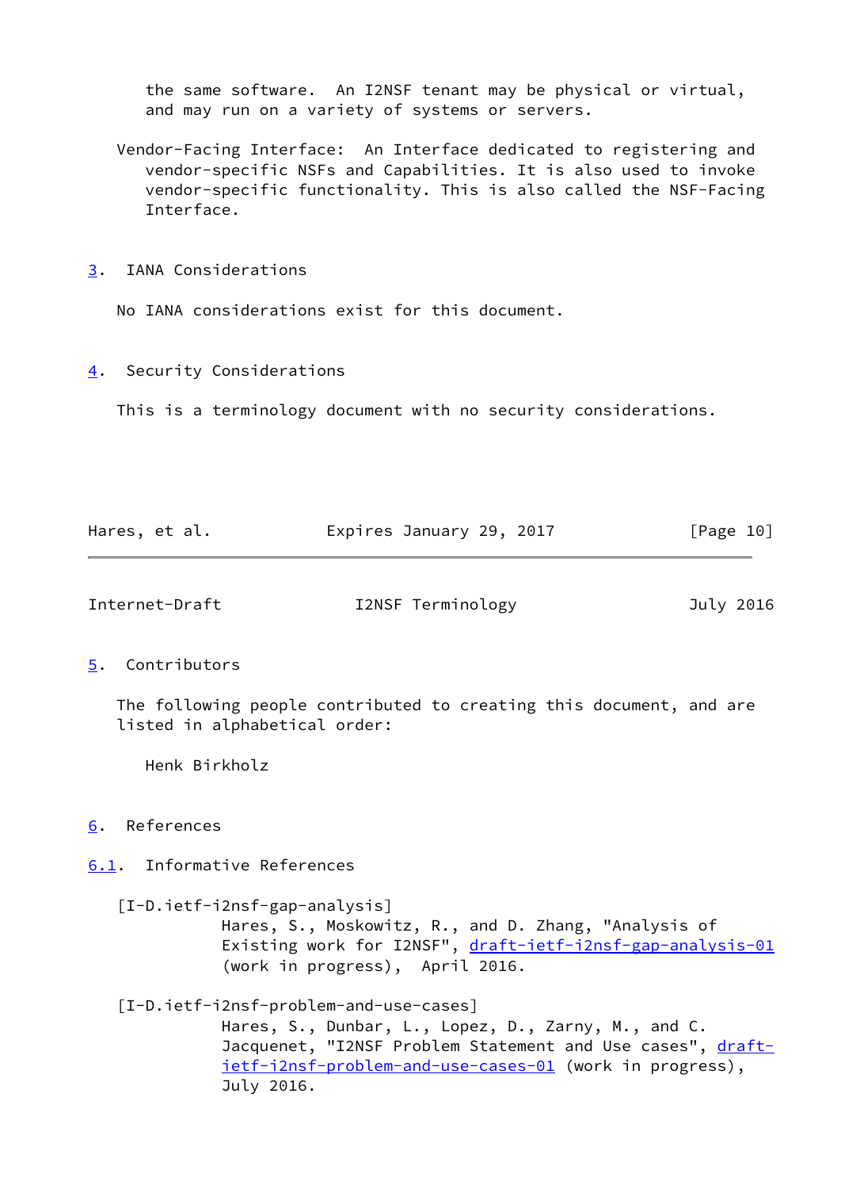the same software. An I2NSF tenant may be physical or virtual, and may run on a variety of systems or servers.

Vendor-Facing Interface: An Interface dedicated to registering and vendor-specific NSFs and Capabilities. It is also used to invoke vendor-specific functionality. This is also called the NSF-Facing Interface.

## 3. IANA Considerations

No IANA considerations exist for this document.

## 4. Security Considerations

This is a terminology document with no security considerations.

## 5. Contributors

The following people contributed to creating this document, and are listed in alphabetical order:

Henk Birkholz

## 6. References

### 6.1. Informative References

[I-D.ietf-i2nsf-gap-analysis]
Hares, S., Moskowitz, R., and D. Zhang, "Analysis of Existing work for I2NSF", draft-ietf-i2nsf-gap-analysis-01 (work in progress), April 2016.

[I-D.ietf-i2nsf-problem-and-use-cases]
Hares, S., Dunbar, L., Lopez, D., Zarny, M., and C. Jacquenet, "I2NSF Problem Statement and Use cases", draft-ietf-i2nsf-problem-and-use-cases-01 (work in progress), July 2016.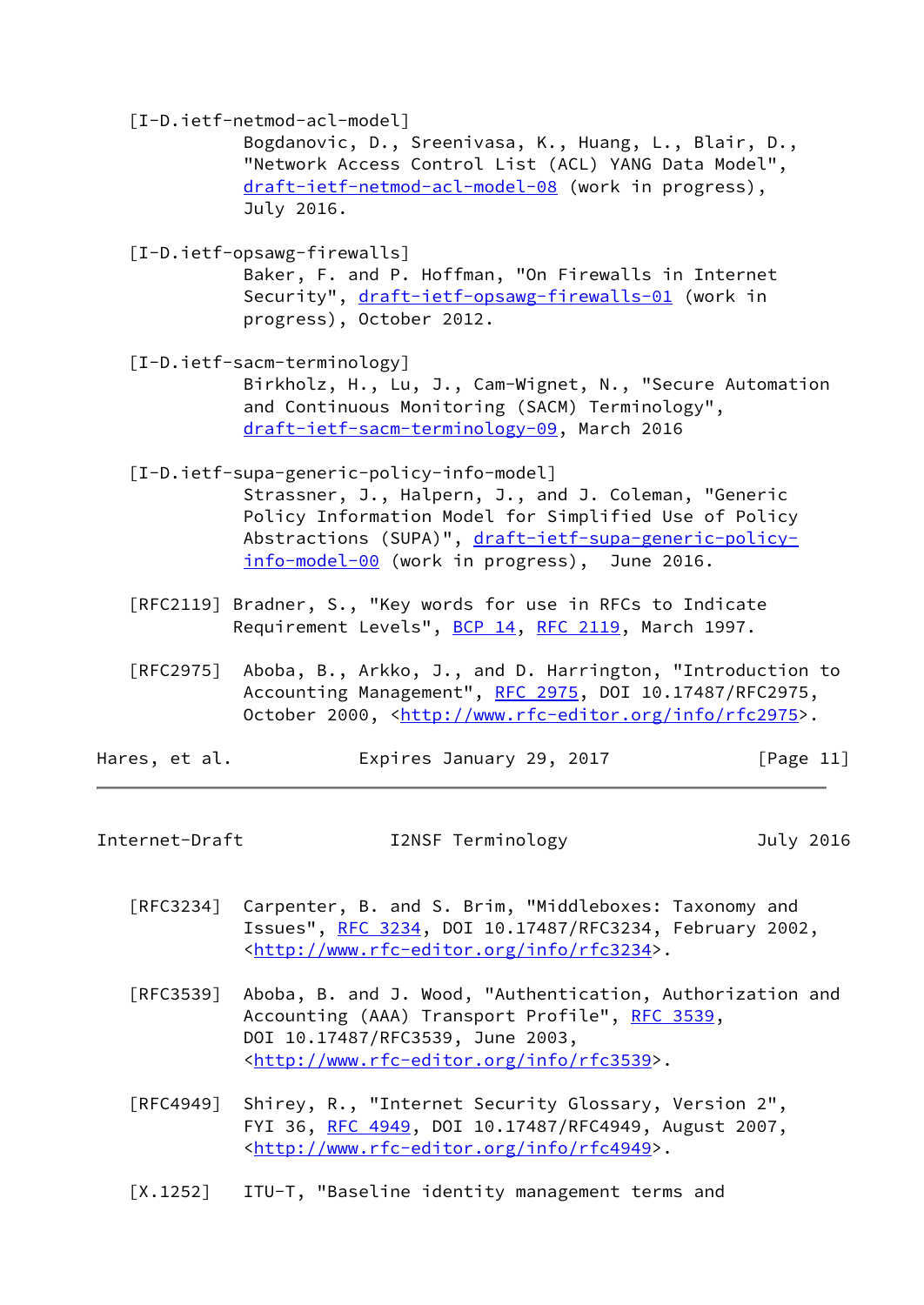[I-D.ietf-netmod-acl-model]
Bogdanovic, D., Sreenivasa, K., Huang, L., Blair, D., "Network Access Control List (ACL) YANG Data Model", draft-ietf-netmod-acl-model-08 (work in progress), July 2016.

[I-D.ietf-opsawg-firewalls]
Baker, F. and P. Hoffman, "On Firewalls in Internet Security", draft-ietf-opsawg-firewalls-01 (work in progress), October 2012.

[I-D.ietf-sacm-terminology]
Birkholz, H., Lu, J., Cam-Wignet, N., "Secure Automation and Continuous Monitoring (SACM) Terminology", draft-ietf-sacm-terminology-09, March 2016

[I-D.ietf-supa-generic-policy-info-model]
Strassner, J., Halpern, J., and J. Coleman, "Generic Policy Information Model for Simplified Use of Policy Abstractions (SUPA)", draft-ietf-supa-generic-policy-info-model-00 (work in progress), June 2016.

[RFC2119] Bradner, S., "Key words for use in RFCs to Indicate Requirement Levels", BCP 14, RFC 2119, March 1997.

[RFC2975] Aboba, B., Arkko, J., and D. Harrington, "Introduction to Accounting Management", RFC 2975, DOI 10.17487/RFC2975, October 2000, <http://www.rfc-editor.org/info/rfc2975>.

[RFC3234] Carpenter, B. and S. Brim, "Middleboxes: Taxonomy and Issues", RFC 3234, DOI 10.17487/RFC3234, February 2002, <http://www.rfc-editor.org/info/rfc3234>.

[RFC3539] Aboba, B. and J. Wood, "Authentication, Authorization and Accounting (AAA) Transport Profile", RFC 3539, DOI 10.17487/RFC3539, June 2003, <http://www.rfc-editor.org/info/rfc3539>.

[RFC4949] Shirey, R., "Internet Security Glossary, Version 2", FYI 36, RFC 4949, DOI 10.17487/RFC4949, August 2007, <http://www.rfc-editor.org/info/rfc4949>.

[X.1252] ITU-T, "Baseline identity management terms and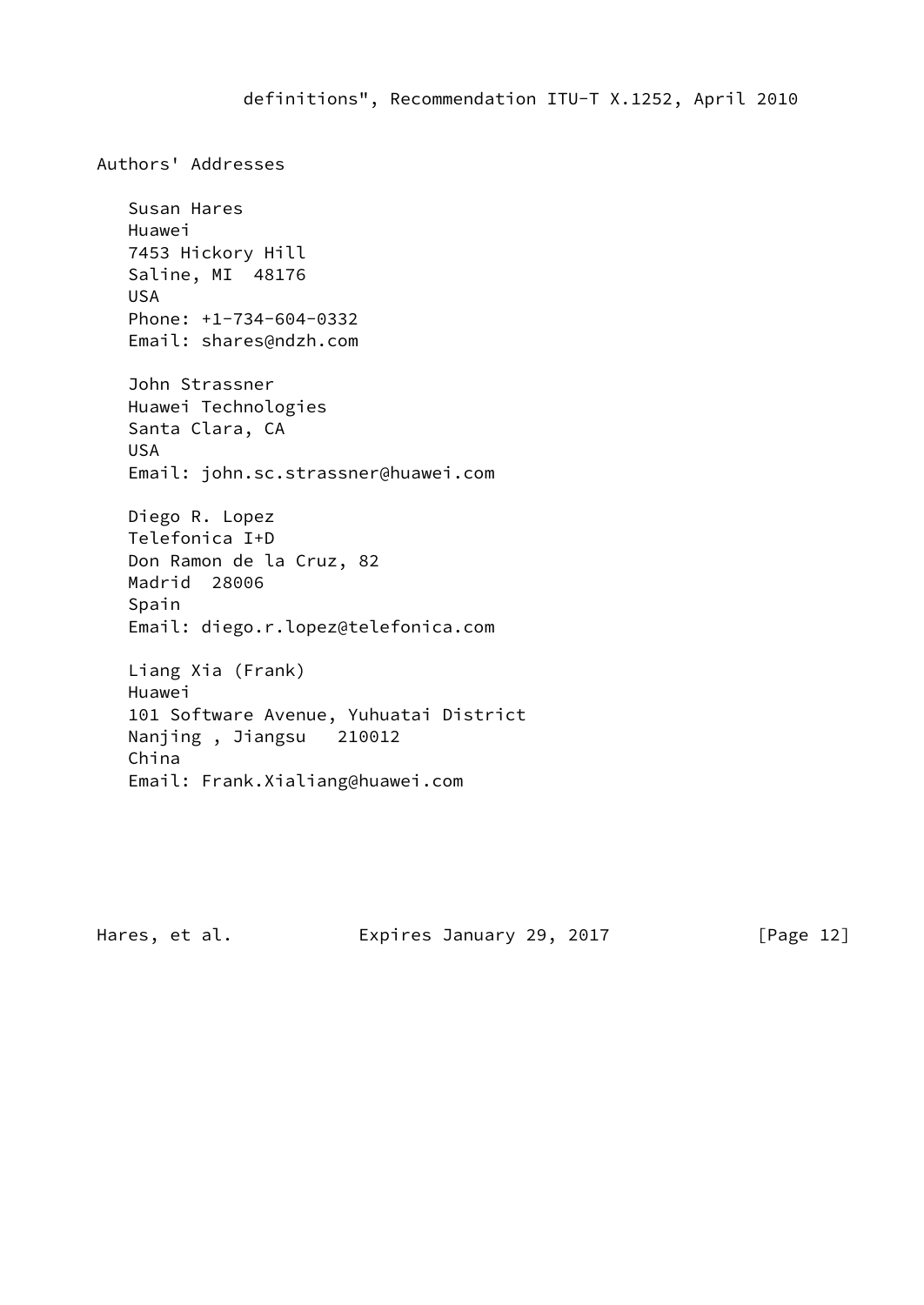definitions", Recommendation ITU-T X.1252, April 2010

## Authors' Addresses

Susan Hares
Huawei
7453 Hickory Hill
Saline, MI  48176
USA
Phone: +1-734-604-0332
Email: shares@ndzh.com

John Strassner
Huawei Technologies
Santa Clara, CA
USA
Email: john.sc.strassner@huawei.com

Diego R. Lopez
Telefonica I+D
Don Ramon de la Cruz, 82
Madrid  28006
Spain
Email: diego.r.lopez@telefonica.com

Liang Xia (Frank)
Huawei
101 Software Avenue, Yuhuatai District
Nanjing , Jiangsu   210012
China
Email: Frank.Xialiang@huawei.com